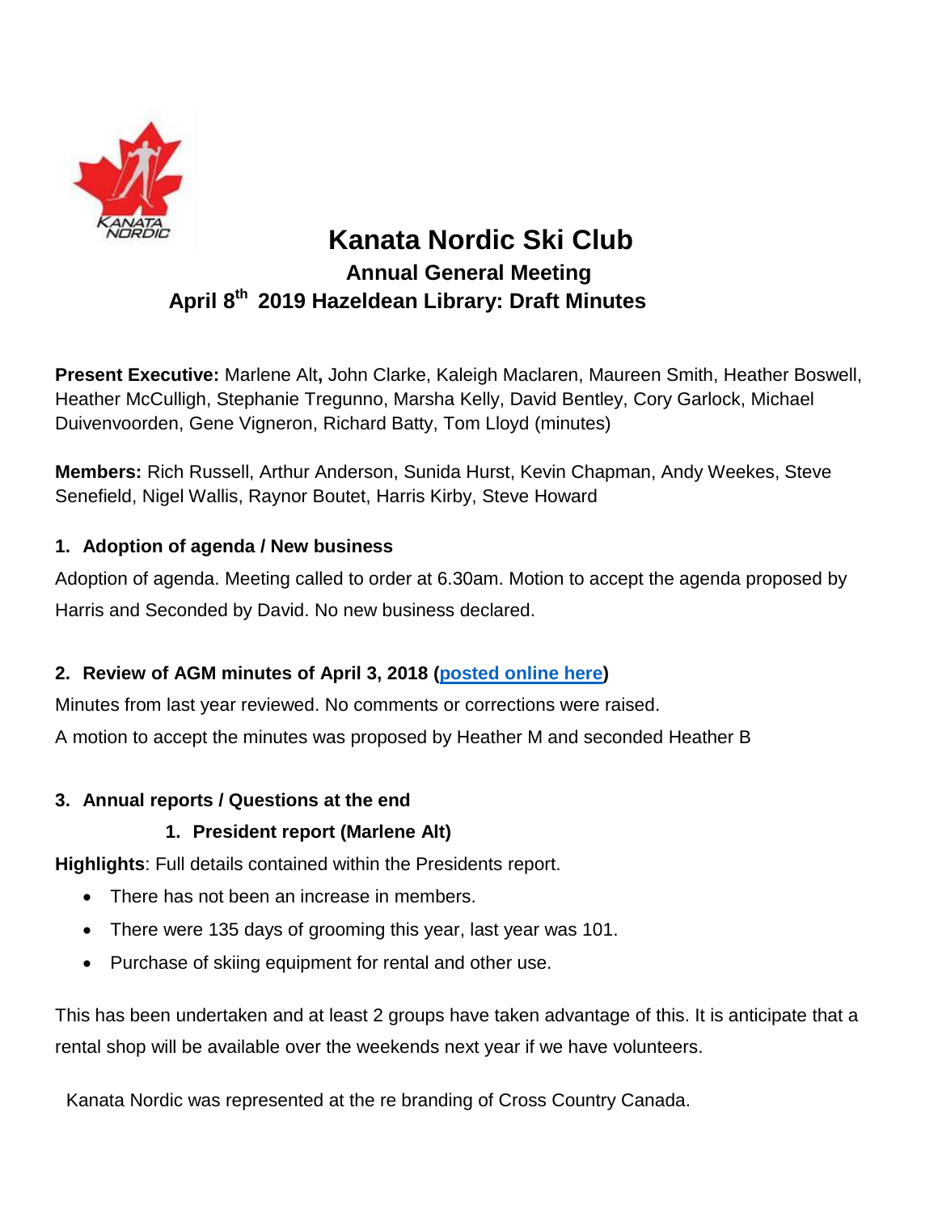# Kanata Nordic Ski Club

## Annual General Meeting

## April 8th 2019 Hazeldean Library: Draft Minutes

**Present Executive:** Marlene Alt**,** John Clarke, Kaleigh Maclaren, Maureen Smith, Heather Boswell, Heather McCulligh, Stephanie Tregunno, Marsha Kelly, David Bentley, Cory Garlock, Michael Duivenvoorden, Gene Vigneron, Richard Batty, Tom Lloyd (minutes)

**Members:** Rich Russell, Arthur Anderson, Sunida Hurst, Kevin Chapman, Andy Weekes, Steve Senefield, Nigel Wallis, Raynor Boutet, Harris Kirby, Steve Howard

### 1. Adoption of agenda / New business

Adoption of agenda. Meeting called to order at 6.30am. Motion to accept the agenda proposed by Harris and Seconded by David. No new business declared.

### 2. Review of AGM minutes of April 3, 2018 ([posted online here](#))

Minutes from last year reviewed. No comments or corrections were raised.

A motion to accept the minutes was proposed by Heather M and seconded Heather B

### 3. Annual reports / Questions at the end

#### 1. President report (Marlene Alt)

**Highlights**: Full details contained within the Presidents report.

- There has not been an increase in members.
- There were 135 days of grooming this year, last year was 101.
- Purchase of skiing equipment for rental and other use.

This has been undertaken and at least 2 groups have taken advantage of this. It is anticipate that a rental shop will be available over the weekends next year if we have volunteers.

Kanata Nordic was represented at the re branding of Cross Country Canada.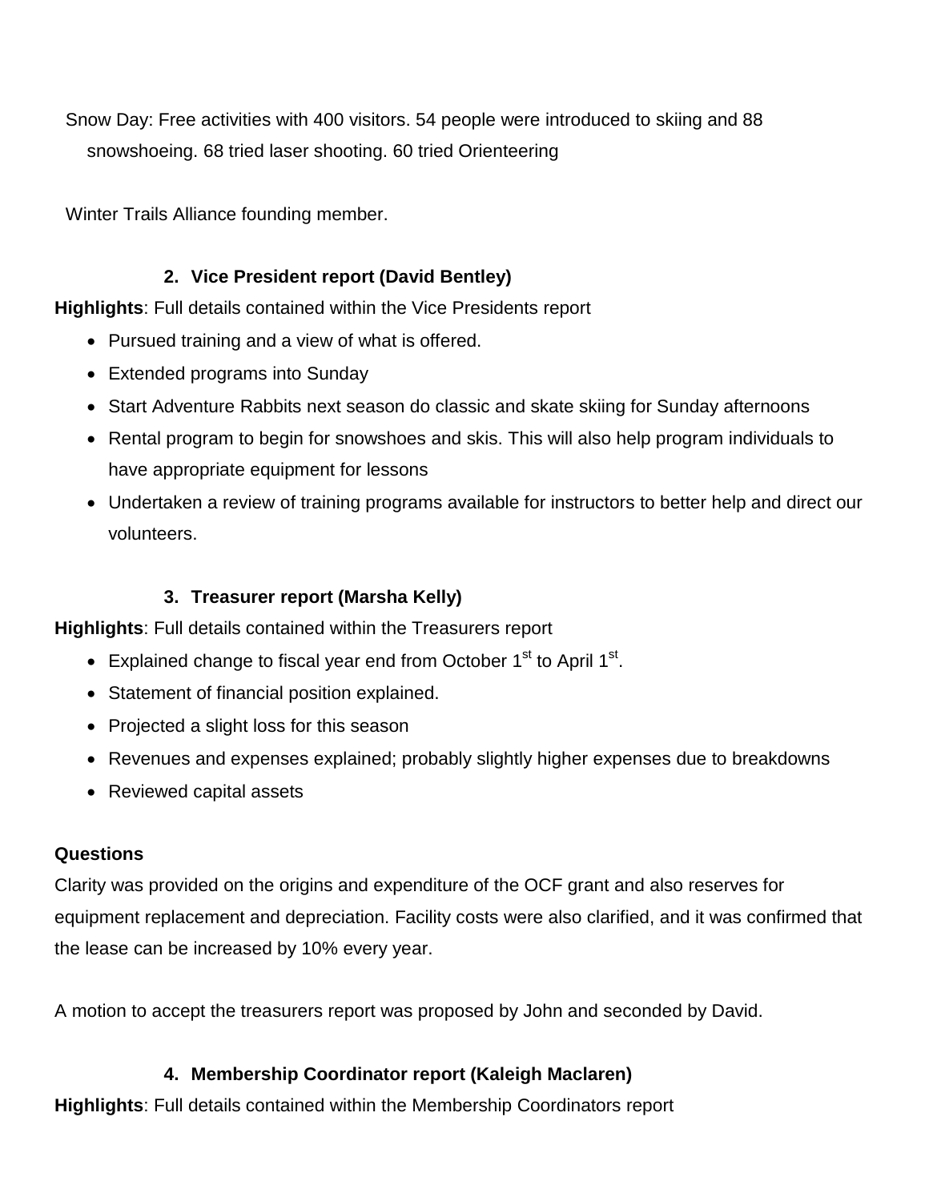Snow Day: Free activities with 400 visitors. 54 people were introduced to skiing and 88 snowshoeing. 68 tried laser shooting. 60 tried Orienteering

Winter Trails Alliance founding member.

### 2. Vice President report (David Bentley)

**Highlights**: Full details contained within the Vice Presidents report

- Pursued training and a view of what is offered.
- Extended programs into Sunday
- Start Adventure Rabbits next season do classic and skate skiing for Sunday afternoons
- Rental program to begin for snowshoes and skis. This will also help program individuals to have appropriate equipment for lessons
- Undertaken a review of training programs available for instructors to better help and direct our volunteers.

### 3. Treasurer report (Marsha Kelly)

**Highlights**: Full details contained within the Treasurers report

- Explained change to fiscal year end from October 1st to April 1st.
- Statement of financial position explained.
- Projected a slight loss for this season
- Revenues and expenses explained; probably slightly higher expenses due to breakdowns
- Reviewed capital assets

**Questions**

Clarity was provided on the origins and expenditure of the OCF grant and also reserves for equipment replacement and depreciation. Facility costs were also clarified, and it was confirmed that the lease can be increased by 10% every year.

A motion to accept the treasurers report was proposed by John and seconded by David.

### 4. Membership Coordinator report (Kaleigh Maclaren)

**Highlights**: Full details contained within the Membership Coordinators report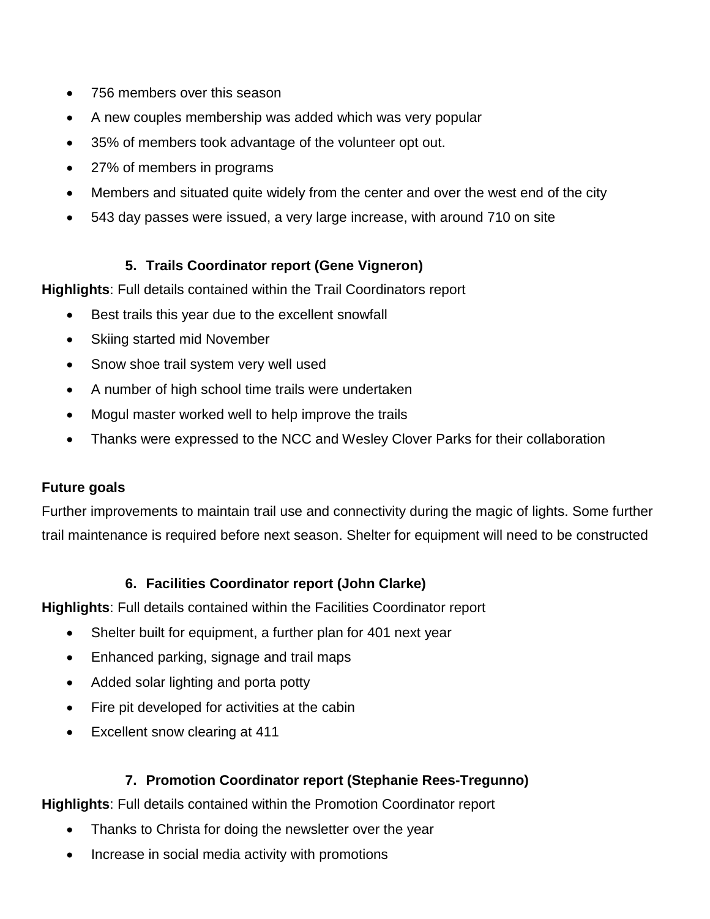- 756 members over this season
- A new couples membership was added which was very popular
- 35% of members took advantage of the volunteer opt out.
- 27% of members in programs
- Members and situated quite widely from the center and over the west end of the city
- 543 day passes were issued, a very large increase, with around 710 on site

### 5. Trails Coordinator report (Gene Vigneron)

**Highlights**: Full details contained within the Trail Coordinators report

- Best trails this year due to the excellent snowfall
- Skiing started mid November
- Snow shoe trail system very well used
- A number of high school time trails were undertaken
- Mogul master worked well to help improve the trails
- Thanks were expressed to the NCC and Wesley Clover Parks for their collaboration

**Future goals**

Further improvements to maintain trail use and connectivity during the magic of lights. Some further trail maintenance is required before next season. Shelter for equipment will need to be constructed

### 6. Facilities Coordinator report (John Clarke)

**Highlights**: Full details contained within the Facilities Coordinator report

- Shelter built for equipment, a further plan for 401 next year
- Enhanced parking, signage and trail maps
- Added solar lighting and porta potty
- Fire pit developed for activities at the cabin
- Excellent snow clearing at 411

### 7. Promotion Coordinator report (Stephanie Rees-Tregunno)

**Highlights**: Full details contained within the Promotion Coordinator report

- Thanks to Christa for doing the newsletter over the year
- Increase in social media activity with promotions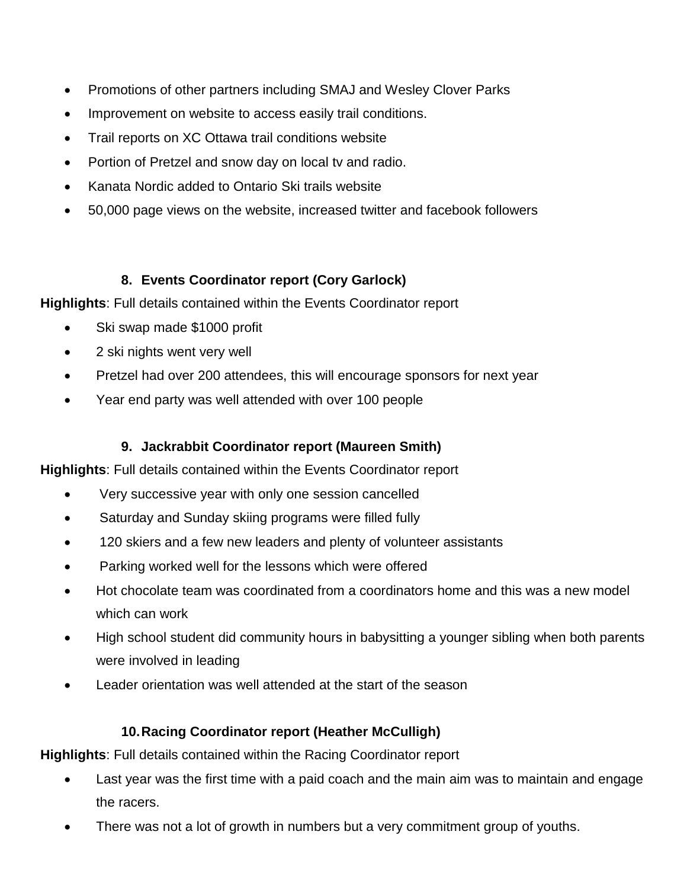- Promotions of other partners including SMAJ and Wesley Clover Parks
- Improvement on website to access easily trail conditions.
- Trail reports on XC Ottawa trail conditions website
- Portion of Pretzel and snow day on local tv and radio.
- Kanata Nordic added to Ontario Ski trails website
- 50,000 page views on the website, increased twitter and facebook followers

### 8. Events Coordinator report (Cory Garlock)

**Highlights**: Full details contained within the Events Coordinator report

- Ski swap made $1000 profit
- 2 ski nights went very well
- Pretzel had over 200 attendees, this will encourage sponsors for next year
- Year end party was well attended with over 100 people

### 9. Jackrabbit Coordinator report (Maureen Smith)

**Highlights**: Full details contained within the Events Coordinator report

- Very successive year with only one session cancelled
- Saturday and Sunday skiing programs were filled fully
- 120 skiers and a few new leaders and plenty of volunteer assistants
- Parking worked well for the lessons which were offered
- Hot chocolate team was coordinated from a coordinators home and this was a new model which can work
- High school student did community hours in babysitting a younger sibling when both parents were involved in leading
- Leader orientation was well attended at the start of the season

### 10. Racing Coordinator report (Heather McCulligh)

**Highlights**: Full details contained within the Racing Coordinator report

- Last year was the first time with a paid coach and the main aim was to maintain and engage the racers.
- There was not a lot of growth in numbers but a very commitment group of youths.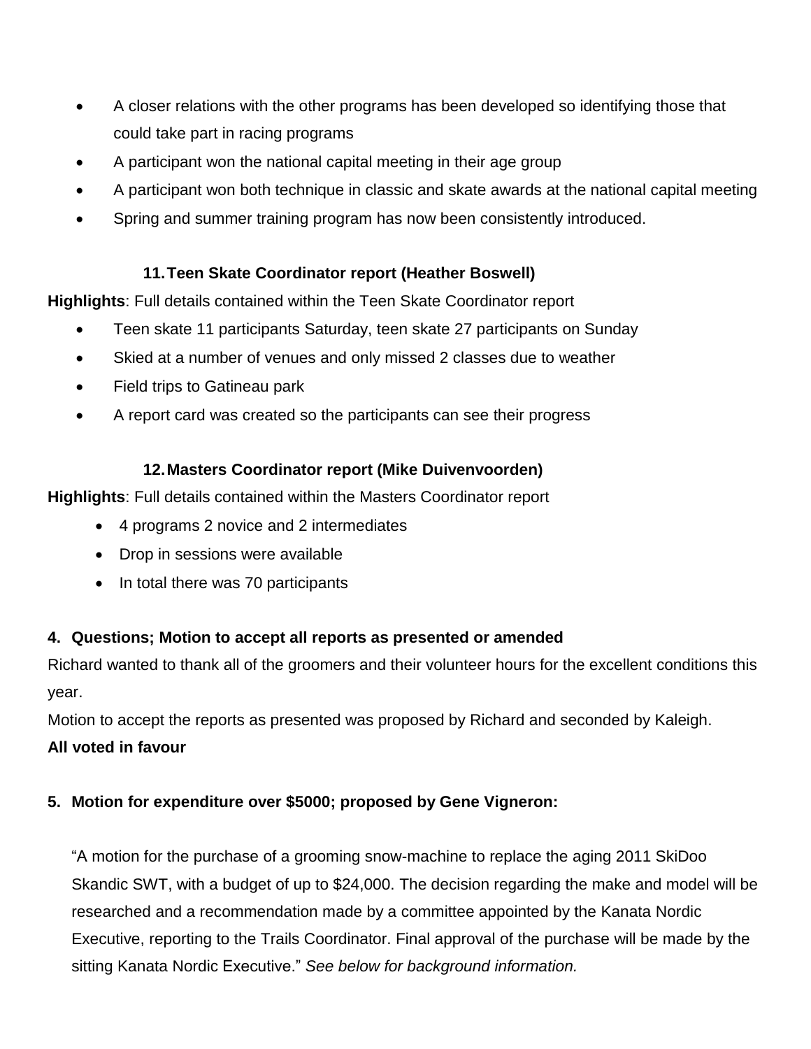- A closer relations with the other programs has been developed so identifying those that could take part in racing programs
- A participant won the national capital meeting in their age group
- A participant won both technique in classic and skate awards at the national capital meeting
- Spring and summer training program has now been consistently introduced.

### 11. Teen Skate Coordinator report (Heather Boswell)

**Highlights**: Full details contained within the Teen Skate Coordinator report

- Teen skate 11 participants Saturday, teen skate 27 participants on Sunday
- Skied at a number of venues and only missed 2 classes due to weather
- Field trips to Gatineau park
- A report card was created so the participants can see their progress

### 12. Masters Coordinator report (Mike Duivenvoorden)

**Highlights**: Full details contained within the Masters Coordinator report

- 4 programs 2 novice and 2 intermediates
- Drop in sessions were available
- In total there was 70 participants

## 4. Questions; Motion to accept all reports as presented or amended

Richard wanted to thank all of the groomers and their volunteer hours for the excellent conditions this year.

Motion to accept the reports as presented was proposed by Richard and seconded by Kaleigh.

**All voted in favour**

## 5. Motion for expenditure over $5000; proposed by Gene Vigneron:

"A motion for the purchase of a grooming snow-machine to replace the aging 2011 SkiDoo Skandic SWT, with a budget of up to $24,000. The decision regarding the make and model will be researched and a recommendation made by a committee appointed by the Kanata Nordic Executive, reporting to the Trails Coordinator. Final approval of the purchase will be made by the sitting Kanata Nordic Executive." *See below for background information.*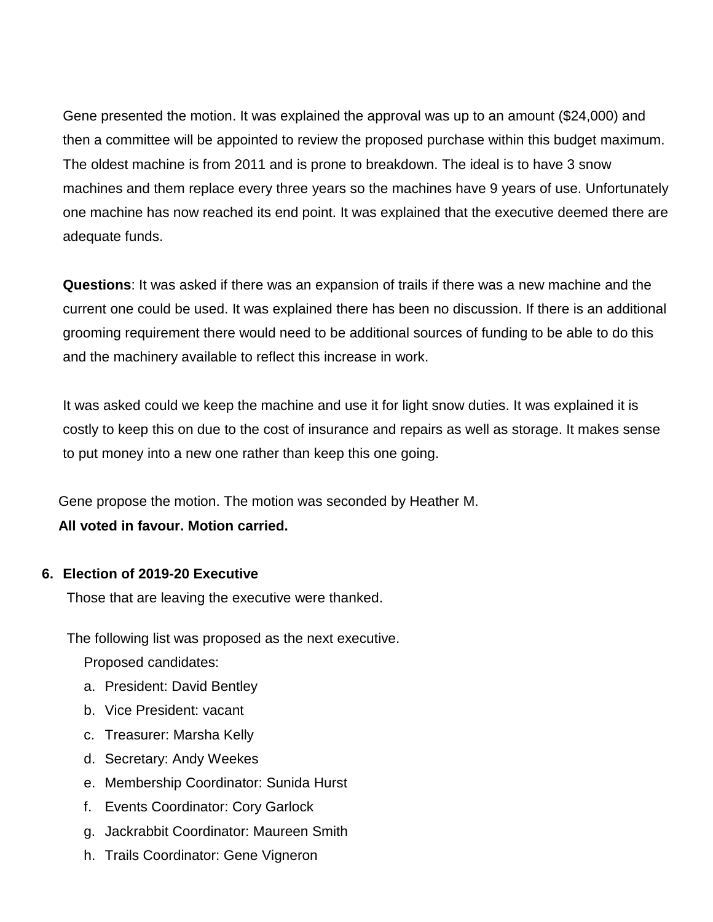Gene presented the motion. It was explained the approval was up to an amount ($24,000) and then a committee will be appointed to review the proposed purchase within this budget maximum. The oldest machine is from 2011 and is prone to breakdown. The ideal is to have 3 snow machines and them replace every three years so the machines have 9 years of use. Unfortunately one machine has now reached its end point. It was explained that the executive deemed there are adequate funds.

**Questions**: It was asked if there was an expansion of trails if there was a new machine and the current one could be used. It was explained there has been no discussion. If there is an additional grooming requirement there would need to be additional sources of funding to be able to do this and the machinery available to reflect this increase in work.

It was asked could we keep the machine and use it for light snow duties. It was explained it is costly to keep this on due to the cost of insurance and repairs as well as storage. It makes sense to put money into a new one rather than keep this one going.

Gene propose the motion. The motion was seconded by Heather M.
**All voted in favour. Motion carried.**

6. **Election of 2019-20 Executive**

Those that are leaving the executive were thanked.

The following list was proposed as the next executive.

Proposed candidates:

a. President: David Bentley
b. Vice President: vacant
c. Treasurer: Marsha Kelly
d. Secretary: Andy Weekes
e. Membership Coordinator: Sunida Hurst
f. Events Coordinator: Cory Garlock
g. Jackrabbit Coordinator: Maureen Smith
h. Trails Coordinator: Gene Vigneron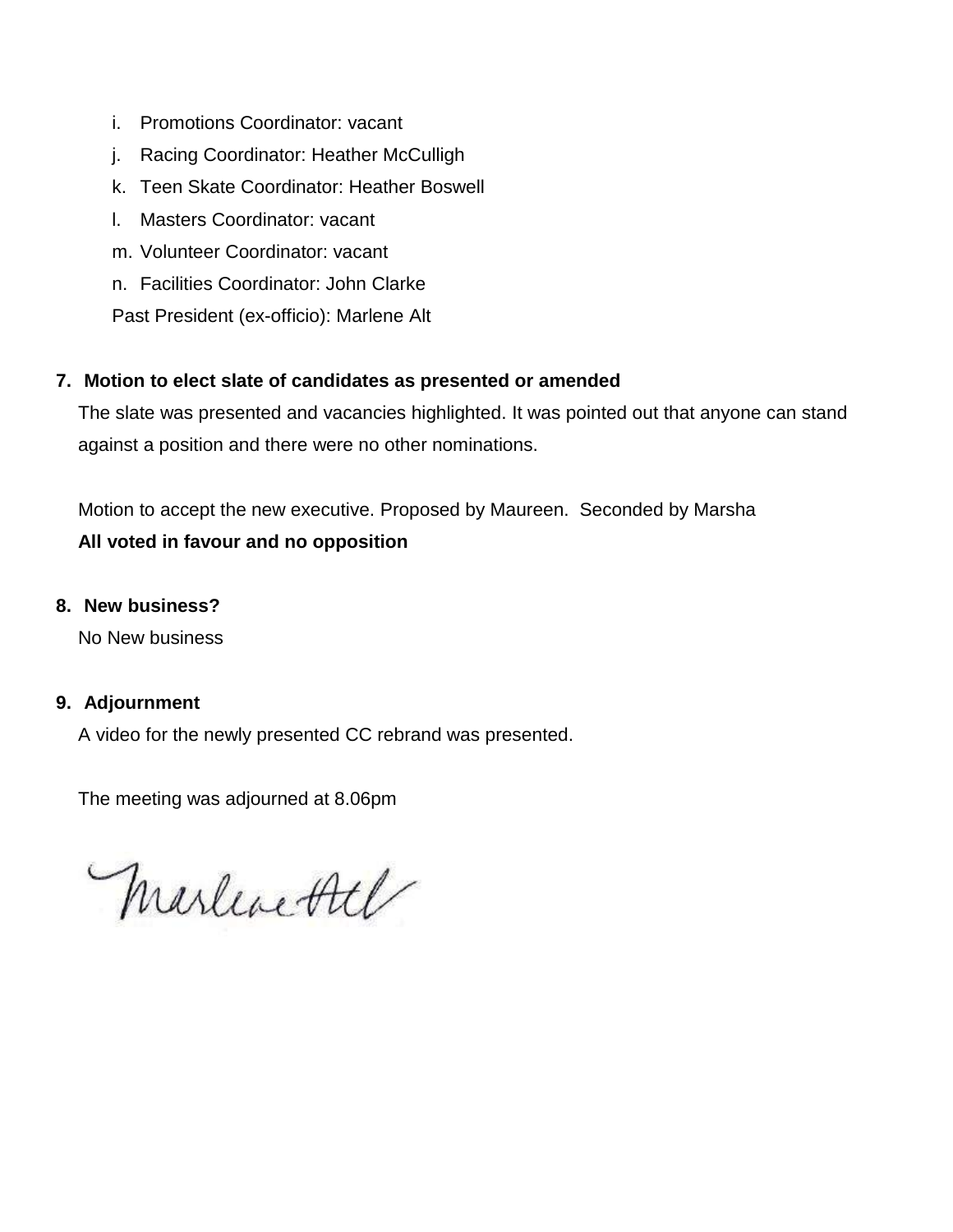i. Promotions Coordinator: vacant
j. Racing Coordinator: Heather McCulligh
k. Teen Skate Coordinator: Heather Boswell
l. Masters Coordinator: vacant
m. Volunteer Coordinator: vacant
n. Facilities Coordinator: John Clarke

Past President (ex-officio): Marlene Alt

**7. Motion to elect slate of candidates as presented or amended**

The slate was presented and vacancies highlighted. It was pointed out that anyone can stand against a position and there were no other nominations.

Motion to accept the new executive. Proposed by Maureen. Seconded by Marsha

**All voted in favour and no opposition**

**8. New business?**

No New business

**9. Adjournment**

A video for the newly presented CC rebrand was presented.

The meeting was adjourned at 8.06pm

Marlene Alt